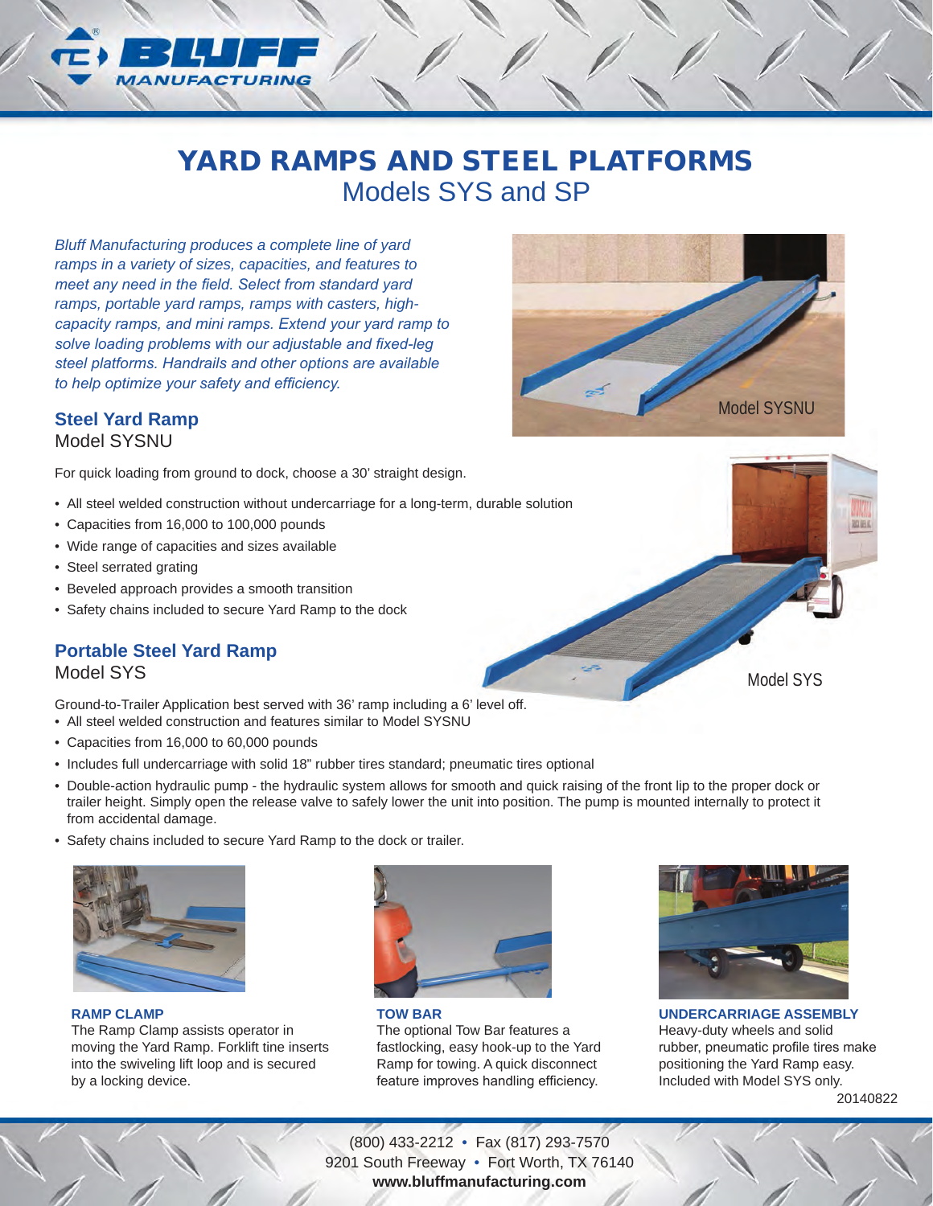# YARD RAMPS AND STEEL PLATFORMS

## Models SYS and SP

*Bluff Manufacturing produces a complete line of yard ramps in a variety of sizes, capacities, and features to meet any need in the field. Select from standard yard ramps, portable yard ramps, ramps with casters, high-capacity ramps, and mini ramps. Extend your yard ramp to solve loading problems with our adjustable and fixed-leg steel platforms. Handrails and other options are available to help optimize your safety and efficiency.*

Model SYSNU

### Steel Yard Ramp

Model SYSNU

For quick loading from ground to dock, choose a 30' straight design.

- All steel welded construction without undercarriage for a long-term, durable solution
- Capacities from 16,000 to 100,000 pounds
- Wide range of capacities and sizes available
- Steel serrated grating
- Beveled approach provides a smooth transition
- Safety chains included to secure Yard Ramp to the dock

### Portable Steel Yard Ramp

Model SYS

Model SYS

Ground-to-Trailer Application best served with 36' ramp including a 6' level off.

- All steel welded construction and features similar to Model SYSNU
- Capacities from 16,000 to 60,000 pounds
- Includes full undercarriage with solid 18" rubber tires standard; pneumatic tires optional
- Double-action hydraulic pump - the hydraulic system allows for smooth and quick raising of the front lip to the proper dock or trailer height. Simply open the release valve to safely lower the unit into position. The pump is mounted internally to protect it from accidental damage.
- Safety chains included to secure Yard Ramp to the dock or trailer.

**RAMP CLAMP**
The Ramp Clamp assists operator in moving the Yard Ramp. Forklift tine inserts into the swiveling lift loop and is secured by a locking device.

**TOW BAR**
The optional Tow Bar features a fastlocking, easy hook-up to the Yard Ramp for towing. A quick disconnect feature improves handling efficiency.

**UNDERCARRIAGE ASSEMBLY**
Heavy-duty wheels and solid rubber, pneumatic profile tires make positioning the Yard Ramp easy. Included with Model SYS only.

20140822

(800) 433-2212 • Fax (817) 293-7570
9201 South Freeway • Fort Worth, TX 76140
**www.bluffmanufacturing.com**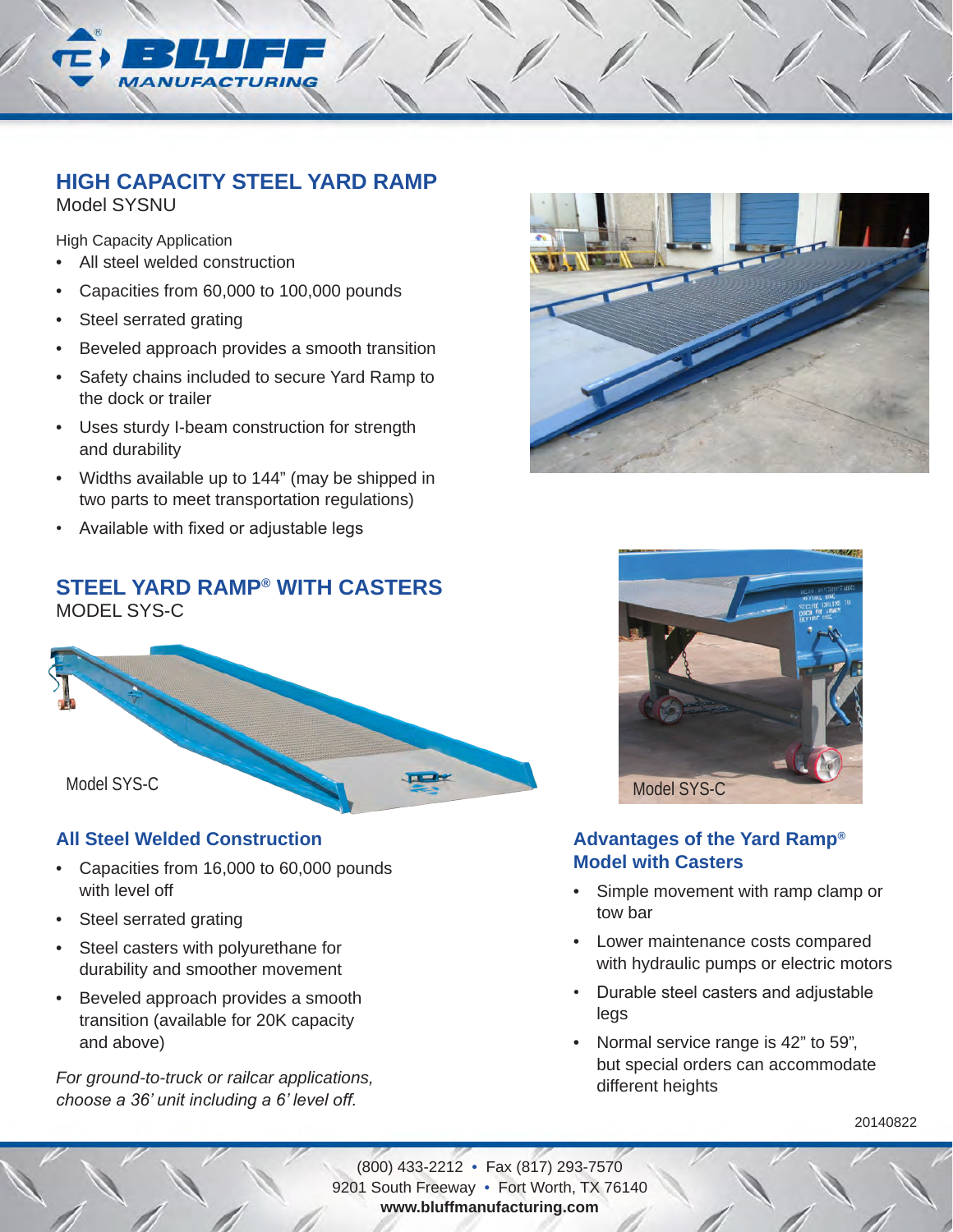## HIGH CAPACITY STEEL YARD RAMP

Model SYSNU

High Capacity Application

- All steel welded construction
- Capacities from 60,000 to 100,000 pounds
- Steel serrated grating
- Beveled approach provides a smooth transition
- Safety chains included to secure Yard Ramp to the dock or trailer
- Uses sturdy I-beam construction for strength and durability
- Widths available up to 144" (may be shipped in two parts to meet transportation regulations)
- Available with fixed or adjustable legs

## STEEL YARD RAMP® WITH CASTERS

MODEL SYS-C

Model SYS-C

Model SYS-C

### All Steel Welded Construction

- Capacities from 16,000 to 60,000 pounds with level off
- Steel serrated grating
- Steel casters with polyurethane for durability and smoother movement
- Beveled approach provides a smooth transition (available for 20K capacity and above)

*For ground-to-truck or railcar applications, choose a 36' unit including a 6' level off.*

### Advantages of the Yard Ramp® Model with Casters

- Simple movement with ramp clamp or tow bar
- Lower maintenance costs compared with hydraulic pumps or electric motors
- Durable steel casters and adjustable legs
- Normal service range is 42" to 59", but special orders can accommodate different heights

20140822

(800) 433-2212 • Fax (817) 293-7570
9201 South Freeway • Fort Worth, TX 76140
**www.bluffmanufacturing.com**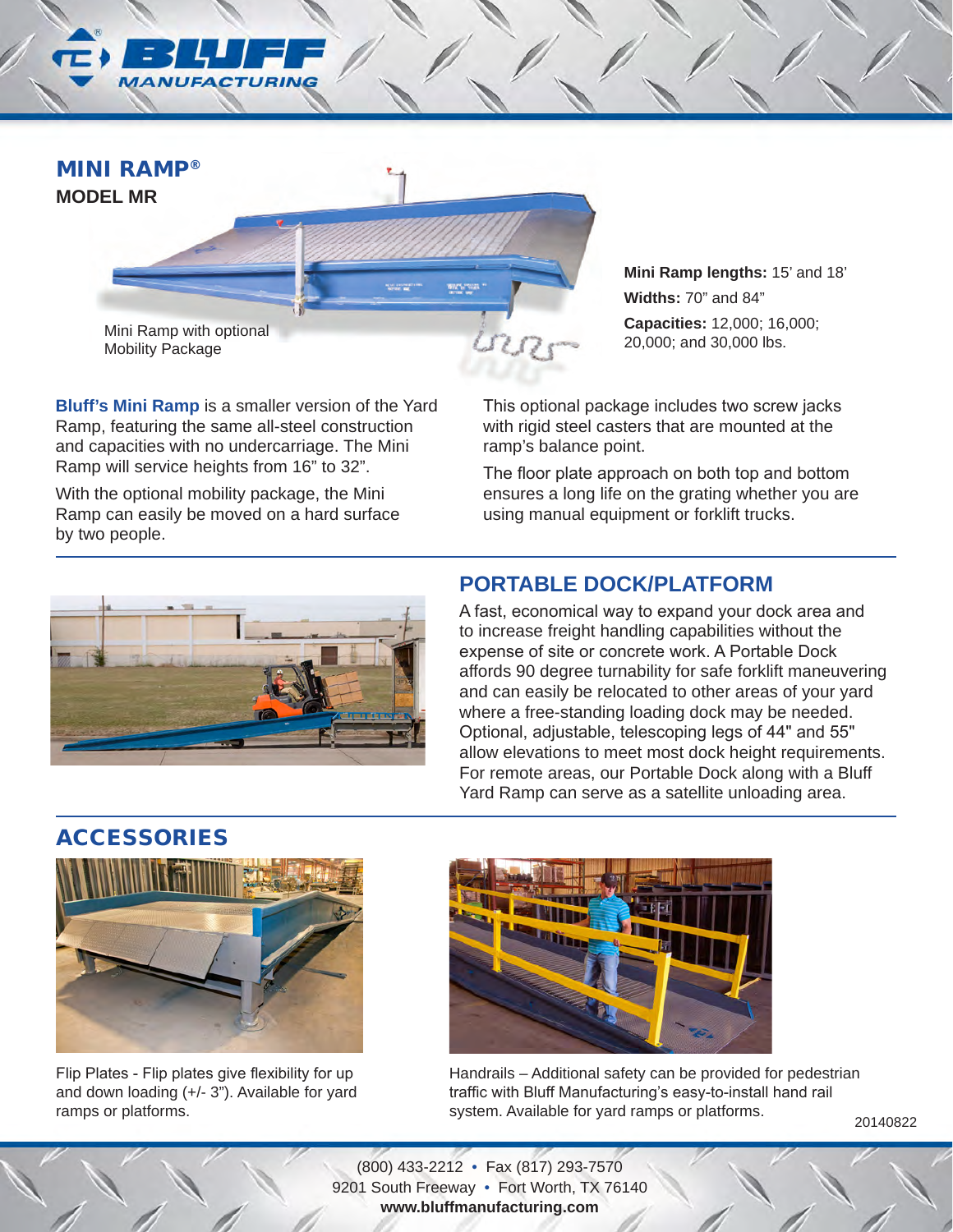## MINI RAMP®

**MODEL MR**

Mini Ramp with optional Mobility Package

**Mini Ramp lengths:** 15' and 18'

**Widths:** 70" and 84"

**Capacities:** 12,000; 16,000; 20,000; and 30,000 lbs.

**Bluff's Mini Ramp** is a smaller version of the Yard Ramp, featuring the same all-steel construction and capacities with no undercarriage. The Mini Ramp will service heights from 16" to 32".

With the optional mobility package, the Mini Ramp can easily be moved on a hard surface by two people.

This optional package includes two screw jacks with rigid steel casters that are mounted at the ramp's balance point.

The floor plate approach on both top and bottom ensures a long life on the grating whether you are using manual equipment or forklift trucks.

## PORTABLE DOCK/PLATFORM

A fast, economical way to expand your dock area and to increase freight handling capabilities without the expense of site or concrete work. A Portable Dock affords 90 degree turnability for safe forklift maneuvering and can easily be relocated to other areas of your yard where a free-standing loading dock may be needed. Optional, adjustable, telescoping legs of 44" and 55" allow elevations to meet most dock height requirements. For remote areas, our Portable Dock along with a Bluff Yard Ramp can serve as a satellite unloading area.

## ACCESSORIES

Flip Plates - Flip plates give flexibility for up and down loading (+/- 3"). Available for yard ramps or platforms.

Handrails – Additional safety can be provided for pedestrian traffic with Bluff Manufacturing's easy-to-install hand rail system. Available for yard ramps or platforms.

20140822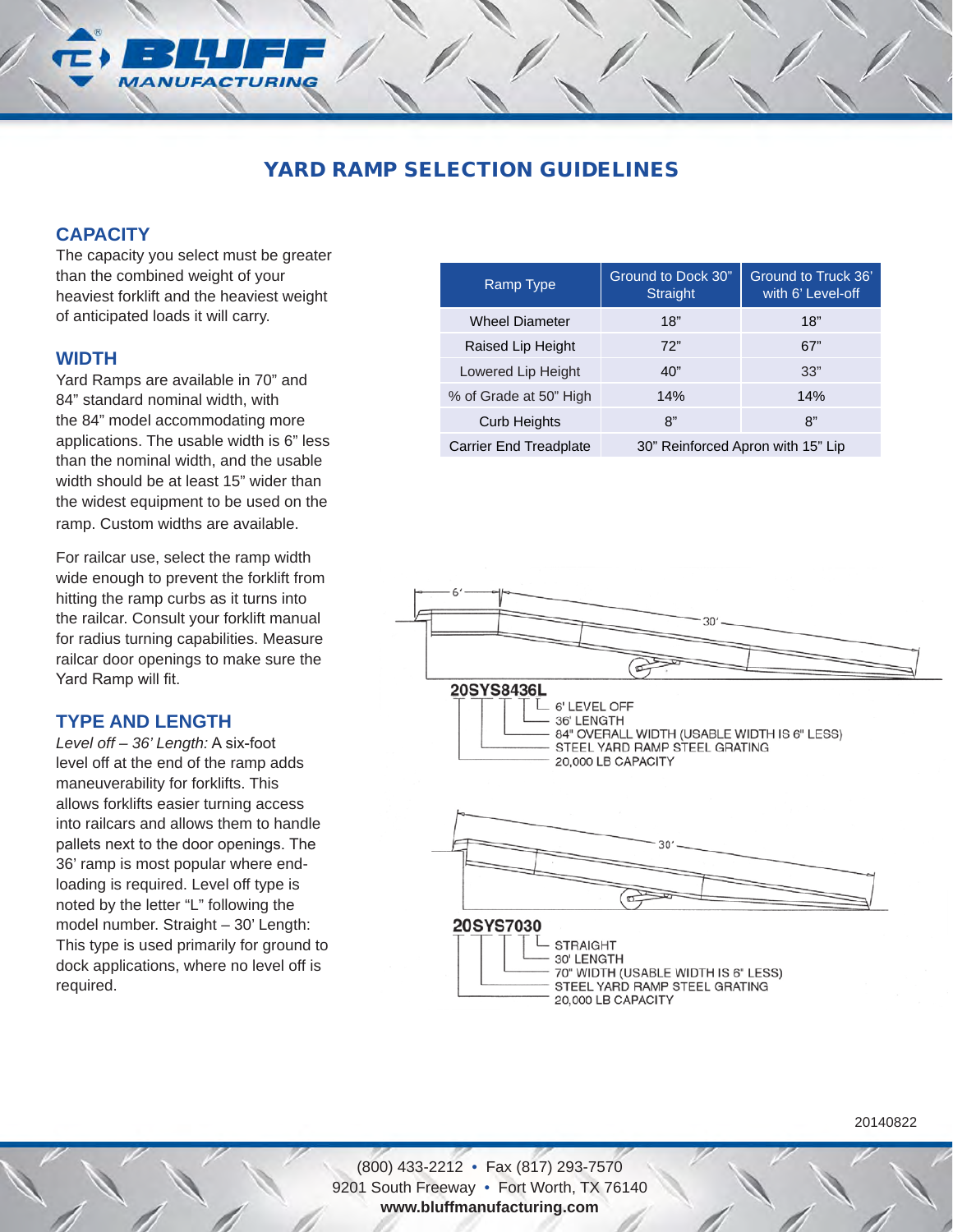# YARD RAMP SELECTION GUIDELINES

## CAPACITY

The capacity you select must be greater than the combined weight of your heaviest forklift and the heaviest weight of anticipated loads it will carry.

## WIDTH

Yard Ramps are available in 70" and 84" standard nominal width, with the 84" model accommodating more applications. The usable width is 6" less than the nominal width, and the usable width should be at least 15" wider than the widest equipment to be used on the ramp. Custom widths are available.

For railcar use, select the ramp width wide enough to prevent the forklift from hitting the ramp curbs as it turns into the railcar. Consult your forklift manual for radius turning capabilities. Measure railcar door openings to make sure the Yard Ramp will fit.

## TYPE AND LENGTH

*Level off – 36' Length:* A six-foot level off at the end of the ramp adds maneuverability for forklifts. This allows forklifts easier turning access into railcars and allows them to handle pallets next to the door openings. The 36' ramp is most popular where end-loading is required. Level off type is noted by the letter "L" following the model number. Straight – 30' Length: This type is used primarily for ground to dock applications, where no level off is required.

| Ramp Type | Ground to Dock 30" Straight | Ground to Truck 36' with 6' Level-off |
|---|---|---|
| Wheel Diameter | 18" | 18" |
| Raised Lip Height | 72" | 67" |
| Lowered Lip Height | 40" | 33" |
| % of Grade at 50" High | 14% | 14% |
| Curb Heights | 8" | 8" |
| Carrier End Treadplate | 30" Reinforced Apron with 15" Lip | |

6'

30'

20SYS8436L
- 6' LEVEL OFF
- 36' LENGTH
- 84" OVERALL WIDTH (USABLE WIDTH IS 6" LESS)
- STEEL YARD RAMP STEEL GRATING
- 20,000 LB CAPACITY

30'

20SYS7030
- STRAIGHT
- 30' LENGTH
- 70" WIDTH (USABLE WIDTH IS 6" LESS)
- STEEL YARD RAMP STEEL GRATING
- 20,000 LB CAPACITY

20140822

(800) 433-2212 • Fax (817) 293-7570
9201 South Freeway • Fort Worth, TX 76140
**www.bluffmanufacturing.com**